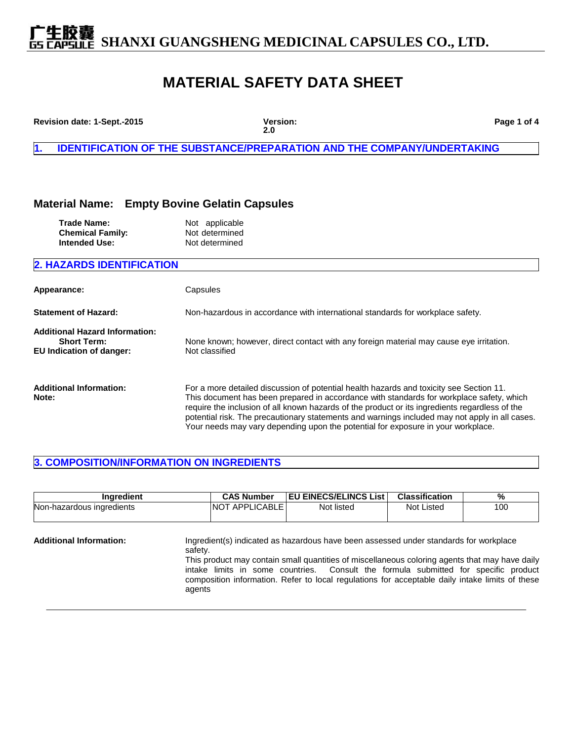# MATERIAL SAFETY DATA SHEET

**Revision date: 1-Sept.-2015** **Version: 2.0**

## 1. IDENTIFICATION OF THE SUBSTANCE/PREPARATION AND THE COMPANY/UNDERTAKING

### Material Name: Empty Bovine Gelatin Capsules

**Trade Name:** Not applicable
**Chemical Family:** Not determined
**Intended Use:** Not determined

## 2. HAZARDS IDENTIFICATION

**Appearance:** Capsules

**Statement of Hazard:** Non-hazardous in accordance with international standards for workplace safety.

**Additional Hazard Information:**
**Short Term:** None known; however, direct contact with any foreign material may cause eye irritation.
**EU Indication of danger:** Not classified

**Additional Information:** For a more detailed discussion of potential health hazards and toxicity see Section 11.
**Note:** This document has been prepared in accordance with standards for workplace safety, which require the inclusion of all known hazards of the product or its ingredients regardless of the potential risk. The precautionary statements and warnings included may not apply in all cases. Your needs may vary depending upon the potential for exposure in your workplace.

## 3. COMPOSITION/INFORMATION ON INGREDIENTS

| Ingredient | CAS Number | EU EINECS/ELINCS List | Classification | % |
|---|---|---|---|---|
| Non-hazardous ingredients | NOT APPLICABLE | Not listed | Not Listed | 100 |

**Additional Information:** Ingredient(s) indicated as hazardous have been assessed under standards for workplace safety.
This product may contain small quantities of miscellaneous coloring agents that may have daily intake limits in some countries. Consult the formula submitted for specific product composition information. Refer to local regulations for acceptable daily intake limits of these agents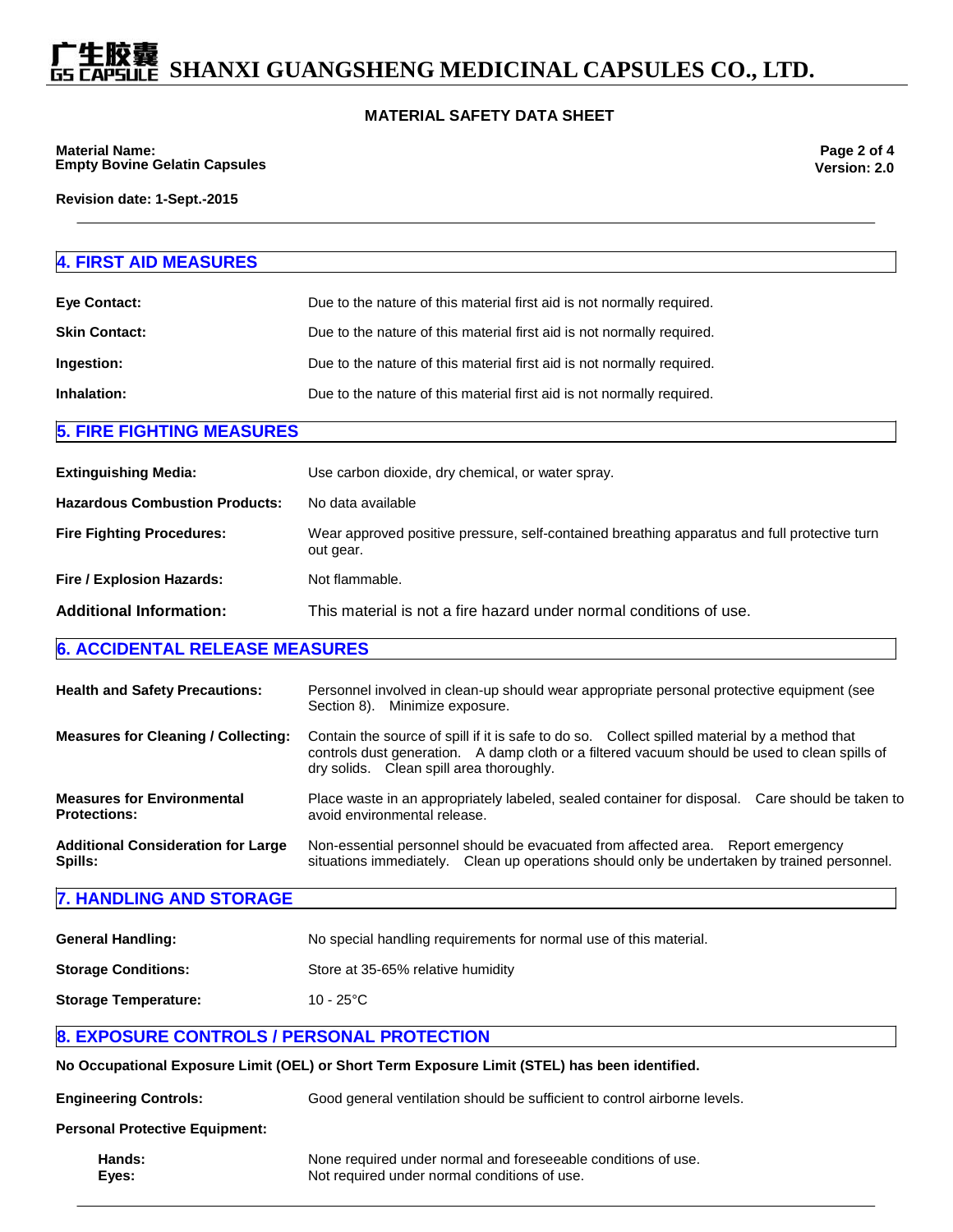## 4. FIRST AID MEASURES

**Eye Contact:** Due to the nature of this material first aid is not normally required.

**Skin Contact:** Due to the nature of this material first aid is not normally required.

**Ingestion:** Due to the nature of this material first aid is not normally required.

**Inhalation:** Due to the nature of this material first aid is not normally required.

## 5. FIRE FIGHTING MEASURES

**Extinguishing Media:** Use carbon dioxide, dry chemical, or water spray.

**Hazardous Combustion Products:** No data available

**Fire Fighting Procedures:** Wear approved positive pressure, self-contained breathing apparatus and full protective turn out gear.

**Fire / Explosion Hazards:** Not flammable.

**Additional Information:** This material is not a fire hazard under normal conditions of use.

## 6. ACCIDENTAL RELEASE MEASURES

**Health and Safety Precautions:** Personnel involved in clean-up should wear appropriate personal protective equipment (see Section 8). Minimize exposure.

**Measures for Cleaning / Collecting:** Contain the source of spill if it is safe to do so. Collect spilled material by a method that controls dust generation. A damp cloth or a filtered vacuum should be used to clean spills of dry solids. Clean spill area thoroughly.

**Measures for Environmental Protections:** Place waste in an appropriately labeled, sealed container for disposal. Care should be taken to avoid environmental release.

**Additional Consideration for Large Spills:** Non-essential personnel should be evacuated from affected area. Report emergency situations immediately. Clean up operations should only be undertaken by trained personnel.

## 7. HANDLING AND STORAGE

**General Handling:** No special handling requirements for normal use of this material.

**Storage Conditions:** Store at 35-65% relative humidity

**Storage Temperature:** 10 - 25°C

## 8. EXPOSURE CONTROLS / PERSONAL PROTECTION

**No Occupational Exposure Limit (OEL) or Short Term Exposure Limit (STEL) has been identified.**

**Engineering Controls:** Good general ventilation should be sufficient to control airborne levels.

**Personal Protective Equipment:**

- **Hands:** None required under normal and foreseeable conditions of use.
- **Eyes:** Not required under normal conditions of use.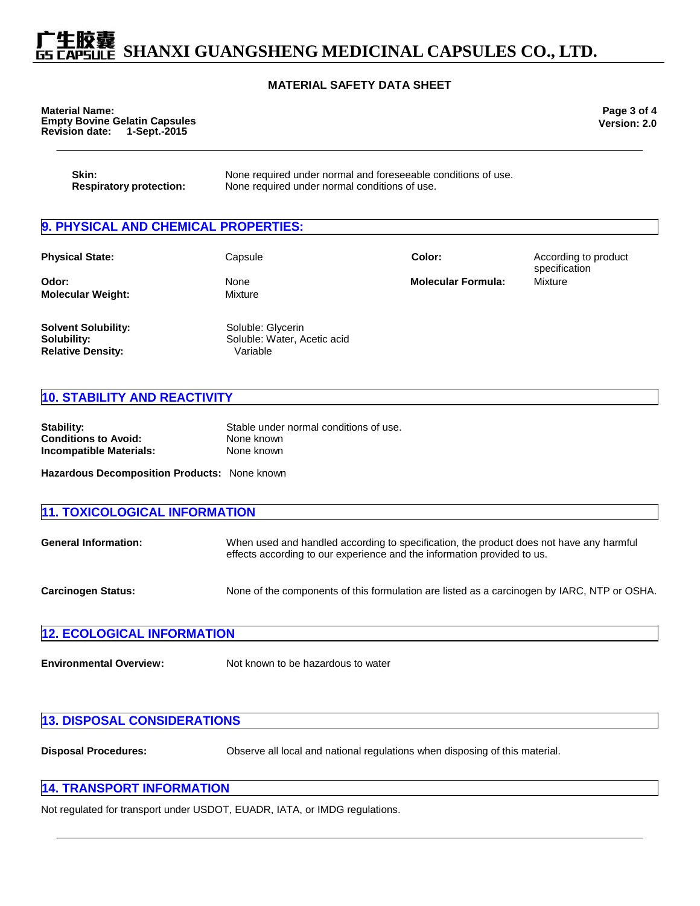**Skin:** None required under normal and foreseeable conditions of use.
**Respiratory protection:** None required under normal conditions of use.

## 9. PHYSICAL AND CHEMICAL PROPERTIES:

| | | | |
|---|---|---|---|
| **Physical State:** | Capsule | **Color:** | According to product specification |
| **Odor:** | None | **Molecular Formula:** | Mixture |
| **Molecular Weight:** | Mixture | | |

**Solvent Solubility:** Soluble: Glycerin
**Solubility:** Soluble: Water, Acetic acid
**Relative Density:** Variable

## 10. STABILITY AND REACTIVITY

**Stability:** Stable under normal conditions of use.
**Conditions to Avoid:** None known
**Incompatible Materials:** None known

**Hazardous Decomposition Products:** None known

## 11. TOXICOLOGICAL INFORMATION

**General Information:** When used and handled according to specification, the product does not have any harmful effects according to our experience and the information provided to us.

**Carcinogen Status:** None of the components of this formulation are listed as a carcinogen by IARC, NTP or OSHA.

## 12. ECOLOGICAL INFORMATION

**Environmental Overview:** Not known to be hazardous to water

## 13. DISPOSAL CONSIDERATIONS

**Disposal Procedures:** Observe all local and national regulations when disposing of this material.

## 14. TRANSPORT INFORMATION

Not regulated for transport under USDOT, EUADR, IATA, or IMDG regulations.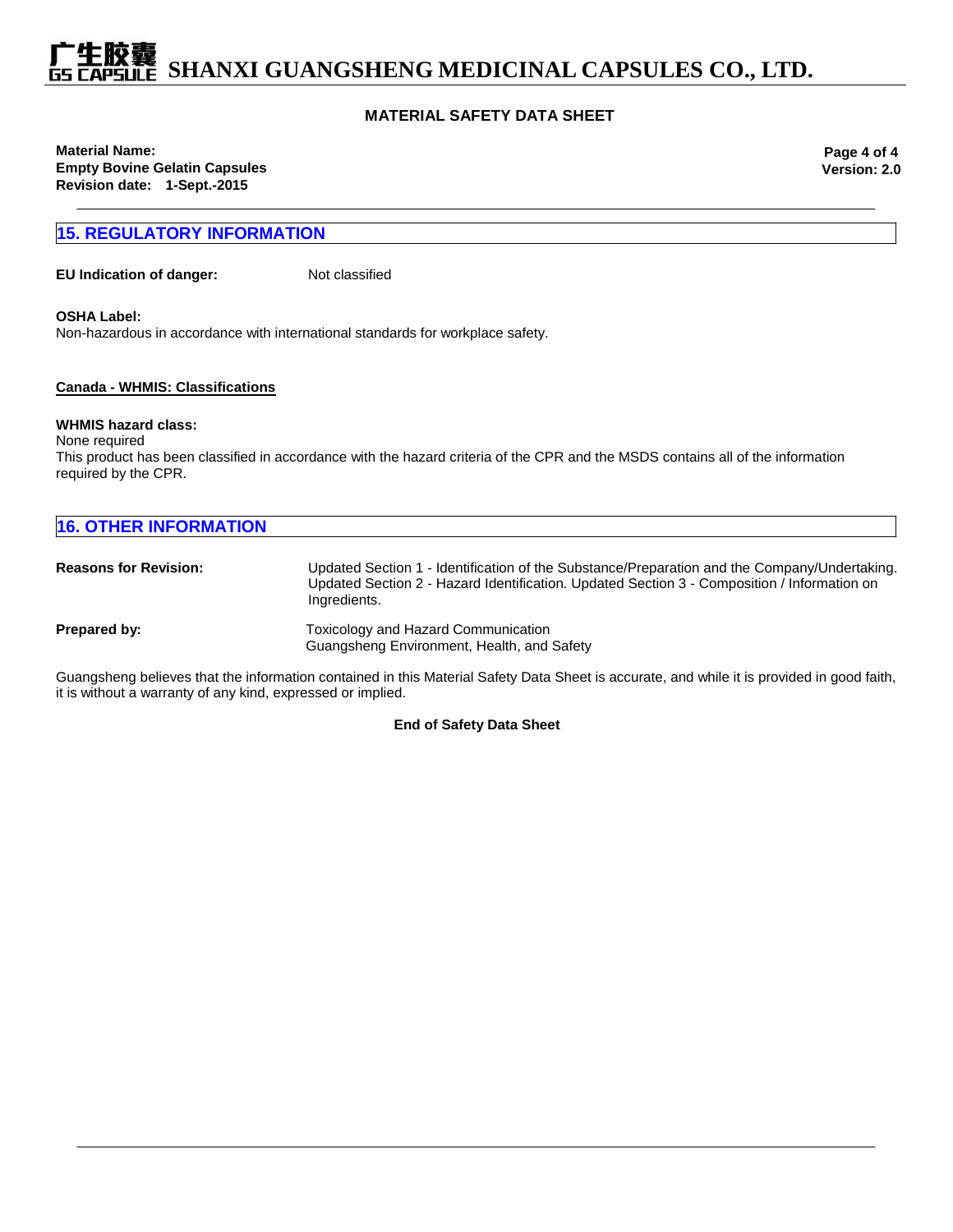## 15. REGULATORY INFORMATION

**EU Indication of danger:** Not classified

**OSHA Label:**
Non-hazardous in accordance with international standards for workplace safety.

**Canada - WHMIS: Classifications**

**WHMIS hazard class:**
None required
This product has been classified in accordance with the hazard criteria of the CPR and the MSDS contains all of the information required by the CPR.

## 16. OTHER INFORMATION

**Reasons for Revision:** Updated Section 1 - Identification of the Substance/Preparation and the Company/Undertaking. Updated Section 2 - Hazard Identification. Updated Section 3 - Composition / Information on Ingredients.

**Prepared by:** Toxicology and Hazard Communication
Guangsheng Environment, Health, and Safety

Guangsheng believes that the information contained in this Material Safety Data Sheet is accurate, and while it is provided in good faith, it is without a warranty of any kind, expressed or implied.

**End of Safety Data Sheet**